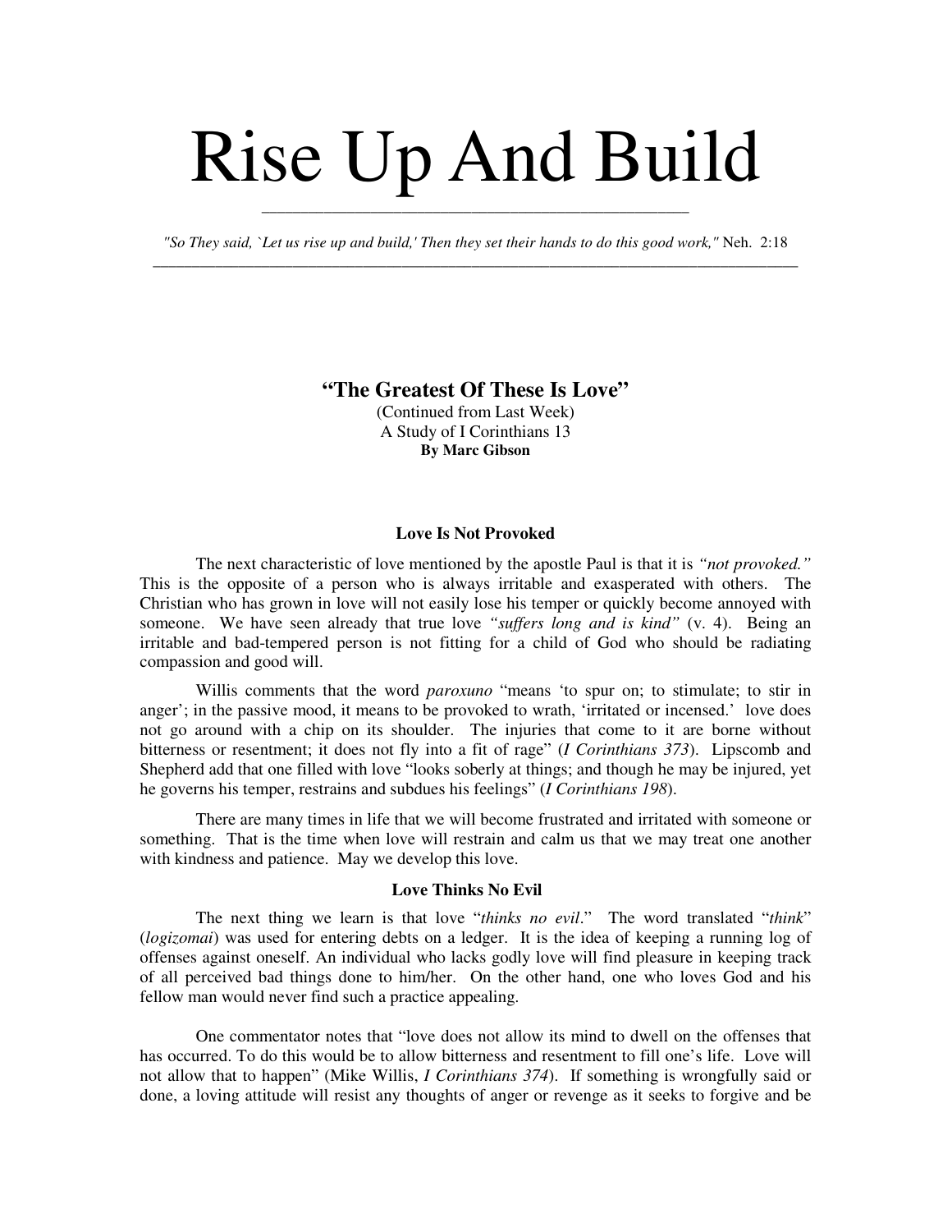# Rise Up And Build

*"So They said, `Let us rise up and build,' Then they set their hands to do this good work,"* Neh. 2:18

---

## "The Greatest Of These Is Love"

(Continued from Last Week)
A Study of I Corinthians 13
**By Marc Gibson**

### Love Is Not Provoked

The next characteristic of love mentioned by the apostle Paul is that it is *"not provoked."* This is the opposite of a person who is always irritable and exasperated with others. The Christian who has grown in love will not easily lose his temper or quickly become annoyed with someone. We have seen already that true love *"suffers long and is kind"* (v. 4). Being an irritable and bad-tempered person is not fitting for a child of God who should be radiating compassion and good will.

Willis comments that the word *paroxuno* "means 'to spur on; to stimulate; to stir in anger'; in the passive mood, it means to be provoked to wrath, 'irritated or incensed.' love does not go around with a chip on its shoulder. The injuries that come to it are borne without bitterness or resentment; it does not fly into a fit of rage" (*I Corinthians 373*). Lipscomb and Shepherd add that one filled with love "looks soberly at things; and though he may be injured, yet he governs his temper, restrains and subdues his feelings" (*I Corinthians 198*).

There are many times in life that we will become frustrated and irritated with someone or something. That is the time when love will restrain and calm us that we may treat one another with kindness and patience. May we develop this love.

### Love Thinks No Evil

The next thing we learn is that love "*thinks no evil*." The word translated "*think*" (*logizomai*) was used for entering debts on a ledger. It is the idea of keeping a running log of offenses against oneself. An individual who lacks godly love will find pleasure in keeping track of all perceived bad things done to him/her. On the other hand, one who loves God and his fellow man would never find such a practice appealing.

One commentator notes that "love does not allow its mind to dwell on the offenses that has occurred. To do this would be to allow bitterness and resentment to fill one's life. Love will not allow that to happen" (Mike Willis, *I Corinthians 374*). If something is wrongfully said or done, a loving attitude will resist any thoughts of anger or revenge as it seeks to forgive and be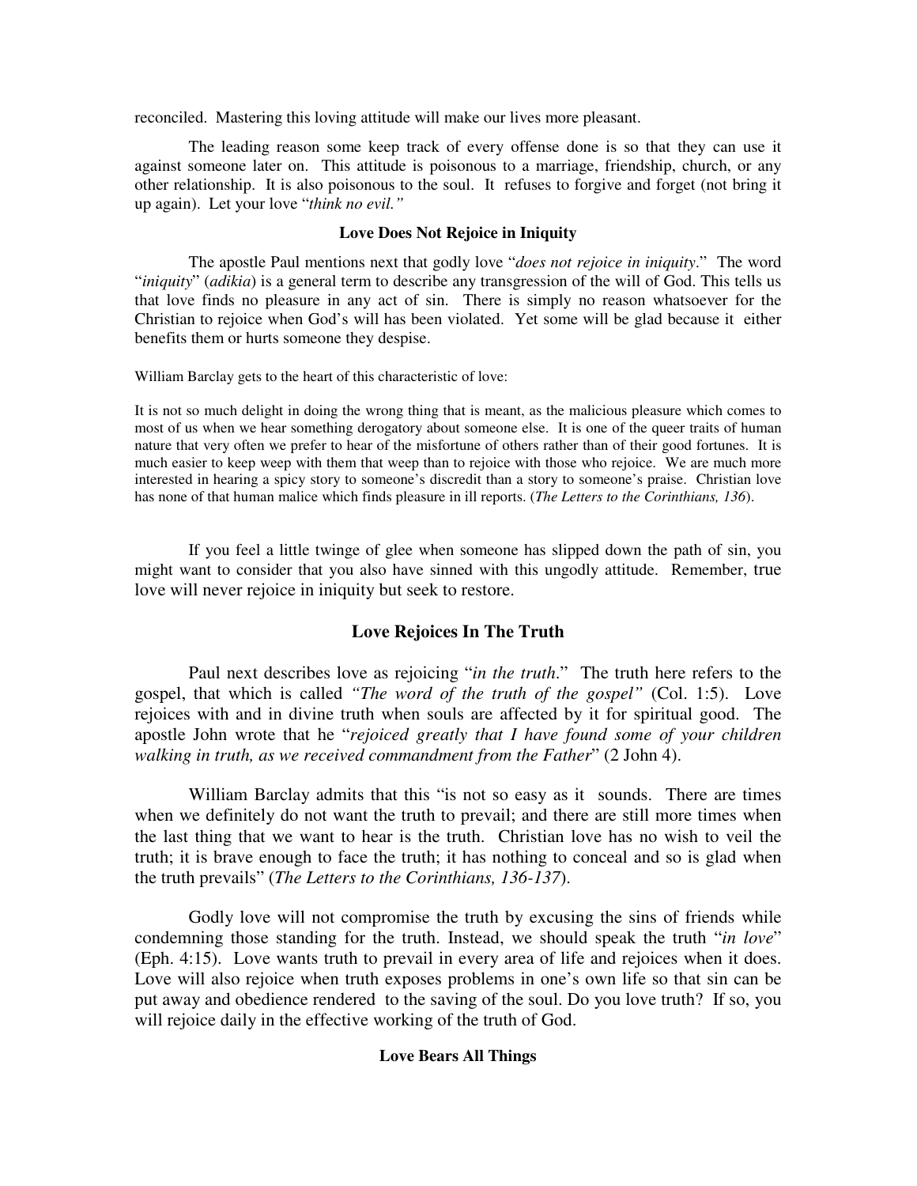reconciled. Mastering this loving attitude will make our lives more pleasant.

The leading reason some keep track of every offense done is so that they can use it against someone later on. This attitude is poisonous to a marriage, friendship, church, or any other relationship. It is also poisonous to the soul. It refuses to forgive and forget (not bring it up again). Let your love "*think no evil.*"

### Love Does Not Rejoice in Iniquity

The apostle Paul mentions next that godly love "*does not rejoice in iniquity*." The word "*iniquity*" (*adikia*) is a general term to describe any transgression of the will of God. This tells us that love finds no pleasure in any act of sin. There is simply no reason whatsoever for the Christian to rejoice when God's will has been violated. Yet some will be glad because it either benefits them or hurts someone they despise.

William Barclay gets to the heart of this characteristic of love:

> It is not so much delight in doing the wrong thing that is meant, as the malicious pleasure which comes to most of us when we hear something derogatory about someone else. It is one of the queer traits of human nature that very often we prefer to hear of the misfortune of others rather than of their good fortunes. It is much easier to keep weep with them that weep than to rejoice with those who rejoice. We are much more interested in hearing a spicy story to someone's discredit than a story to someone's praise. Christian love has none of that human malice which finds pleasure in ill reports. (*The Letters to the Corinthians, 136*).

If you feel a little twinge of glee when someone has slipped down the path of sin, you might want to consider that you also have sinned with this ungodly attitude. Remember, true love will never rejoice in iniquity but seek to restore.

### Love Rejoices In The Truth

Paul next describes love as rejoicing "*in the truth*." The truth here refers to the gospel, that which is called *"The word of the truth of the gospel"* (Col. 1:5). Love rejoices with and in divine truth when souls are affected by it for spiritual good. The apostle John wrote that he "*rejoiced greatly that I have found some of your children walking in truth, as we received commandment from the Father*" (2 John 4).

William Barclay admits that this "is not so easy as it sounds. There are times when we definitely do not want the truth to prevail; and there are still more times when the last thing that we want to hear is the truth. Christian love has no wish to veil the truth; it is brave enough to face the truth; it has nothing to conceal and so is glad when the truth prevails" (*The Letters to the Corinthians, 136-137*).

Godly love will not compromise the truth by excusing the sins of friends while condemning those standing for the truth. Instead, we should speak the truth "*in love*" (Eph. 4:15). Love wants truth to prevail in every area of life and rejoices when it does. Love will also rejoice when truth exposes problems in one's own life so that sin can be put away and obedience rendered to the saving of the soul. Do you love truth? If so, you will rejoice daily in the effective working of the truth of God.

### Love Bears All Things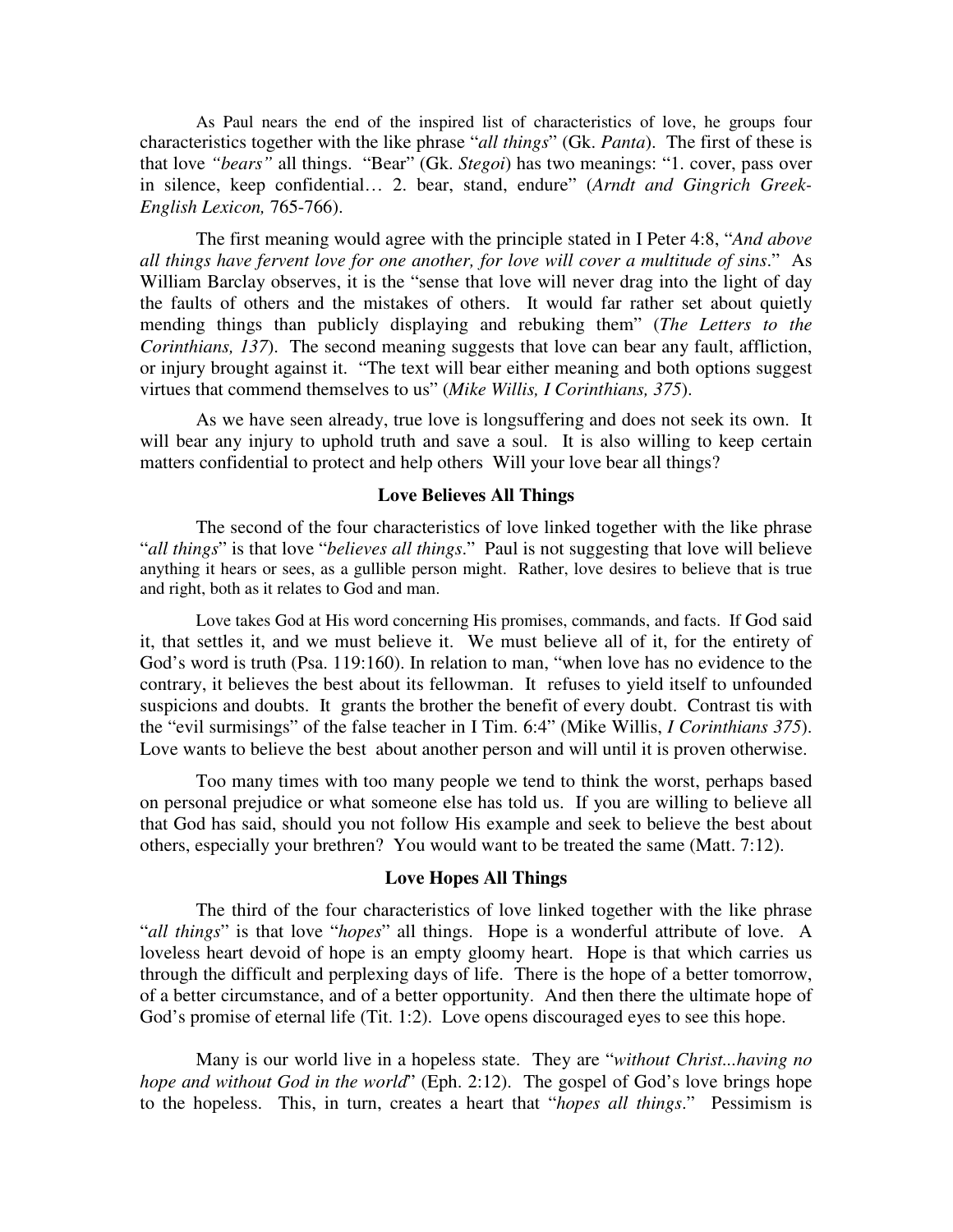As Paul nears the end of the inspired list of characteristics of love, he groups four characteristics together with the like phrase "*all things*" (Gk. *Panta*). The first of these is that love *"bears"* all things. "Bear" (Gk. *Stegoi*) has two meanings: "1. cover, pass over in silence, keep confidential… 2. bear, stand, endure" (*Arndt and Gingrich Greek-English Lexicon,* 765-766).

The first meaning would agree with the principle stated in I Peter 4:8, "*And above all things have fervent love for one another, for love will cover a multitude of sins*." As William Barclay observes, it is the "sense that love will never drag into the light of day the faults of others and the mistakes of others. It would far rather set about quietly mending things than publicly displaying and rebuking them" (*The Letters to the Corinthians, 137*). The second meaning suggests that love can bear any fault, affliction, or injury brought against it. "The text will bear either meaning and both options suggest virtues that commend themselves to us" (*Mike Willis, I Corinthians, 375*).

As we have seen already, true love is longsuffering and does not seek its own. It will bear any injury to uphold truth and save a soul. It is also willing to keep certain matters confidential to protect and help others Will your love bear all things?

### Love Believes All Things

The second of the four characteristics of love linked together with the like phrase "*all things*" is that love "*believes all things*." Paul is not suggesting that love will believe anything it hears or sees, as a gullible person might. Rather, love desires to believe that is true and right, both as it relates to God and man.

Love takes God at His word concerning His promises, commands, and facts. If God said it, that settles it, and we must believe it. We must believe all of it, for the entirety of God's word is truth (Psa. 119:160). In relation to man, "when love has no evidence to the contrary, it believes the best about its fellowman. It refuses to yield itself to unfounded suspicions and doubts. It grants the brother the benefit of every doubt. Contrast tis with the "evil surmisings" of the false teacher in I Tim. 6:4" (Mike Willis, *I Corinthians 375*). Love wants to believe the best about another person and will until it is proven otherwise.

Too many times with too many people we tend to think the worst, perhaps based on personal prejudice or what someone else has told us. If you are willing to believe all that God has said, should you not follow His example and seek to believe the best about others, especially your brethren? You would want to be treated the same (Matt. 7:12).

### Love Hopes All Things

The third of the four characteristics of love linked together with the like phrase "*all things*" is that love "*hopes*" all things. Hope is a wonderful attribute of love. A loveless heart devoid of hope is an empty gloomy heart. Hope is that which carries us through the difficult and perplexing days of life. There is the hope of a better tomorrow, of a better circumstance, and of a better opportunity. And then there the ultimate hope of God's promise of eternal life (Tit. 1:2). Love opens discouraged eyes to see this hope.

Many is our world live in a hopeless state. They are "*without Christ...having no hope and without God in the world*" (Eph. 2:12). The gospel of God's love brings hope to the hopeless. This, in turn, creates a heart that "*hopes all things*." Pessimism is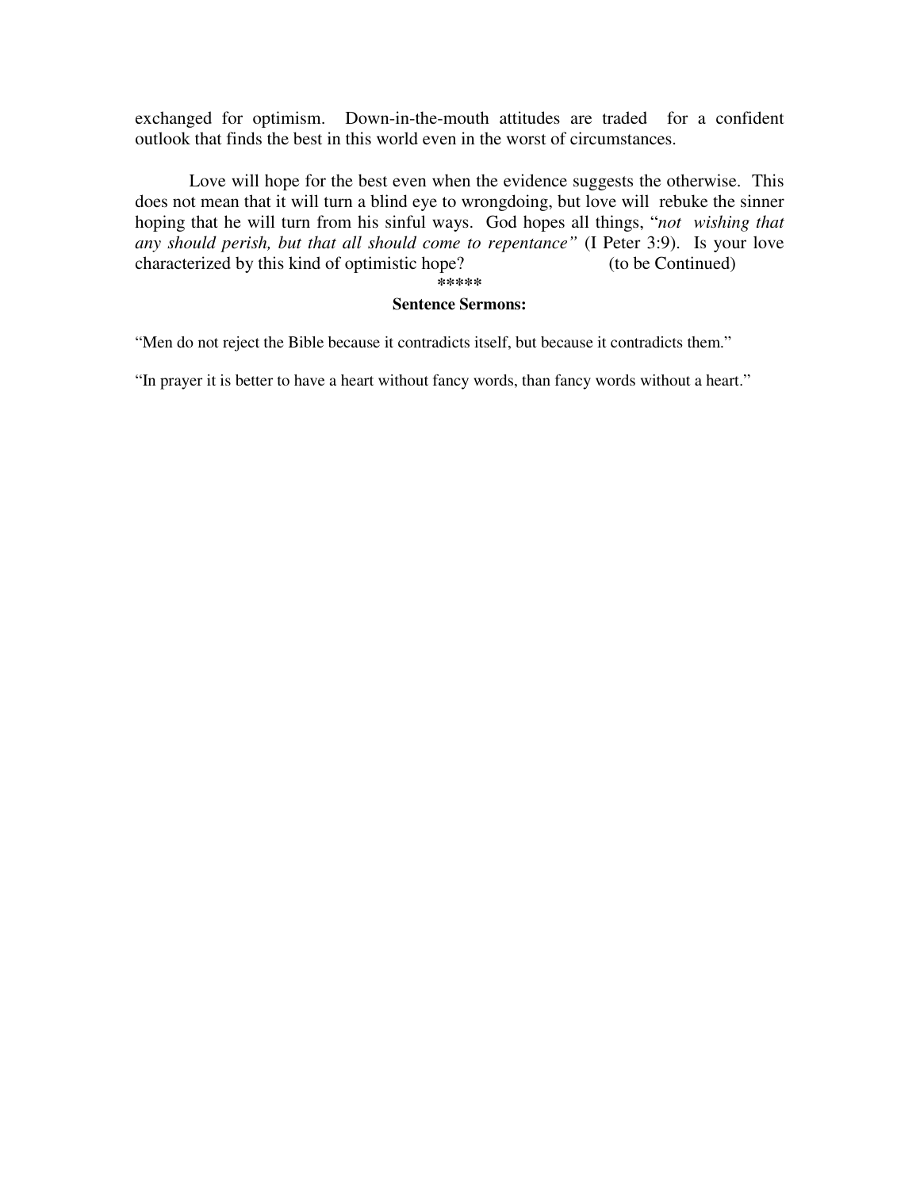exchanged for optimism. Down-in-the-mouth attitudes are traded for a confident outlook that finds the best in this world even in the worst of circumstances.

Love will hope for the best even when the evidence suggests the otherwise. This does not mean that it will turn a blind eye to wrongdoing, but love will rebuke the sinner hoping that he will turn from his sinful ways. God hopes all things, "*not wishing that any should perish, but that all should come to repentance"* (I Peter 3:9). Is your love characterized by this kind of optimistic hope? (to be Continued)

*****

**Sentence Sermons:**

"Men do not reject the Bible because it contradicts itself, but because it contradicts them."

"In prayer it is better to have a heart without fancy words, than fancy words without a heart."